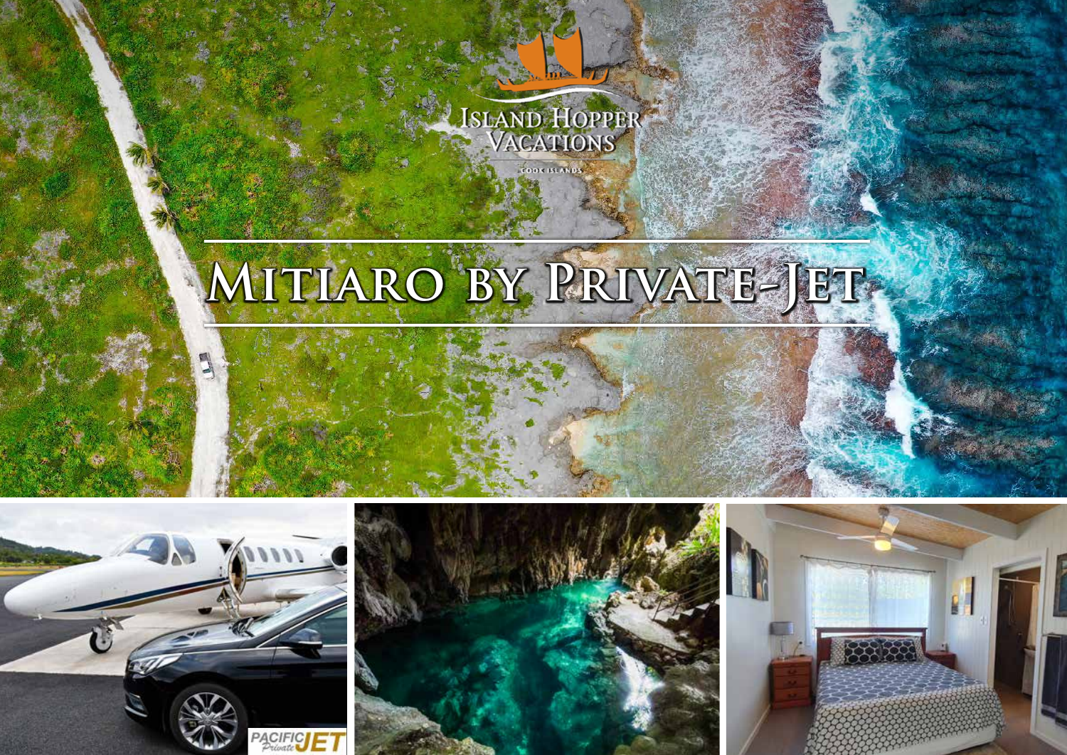Island Hopper Vacations

Cook Islands

# Mitiaro by Private-Jet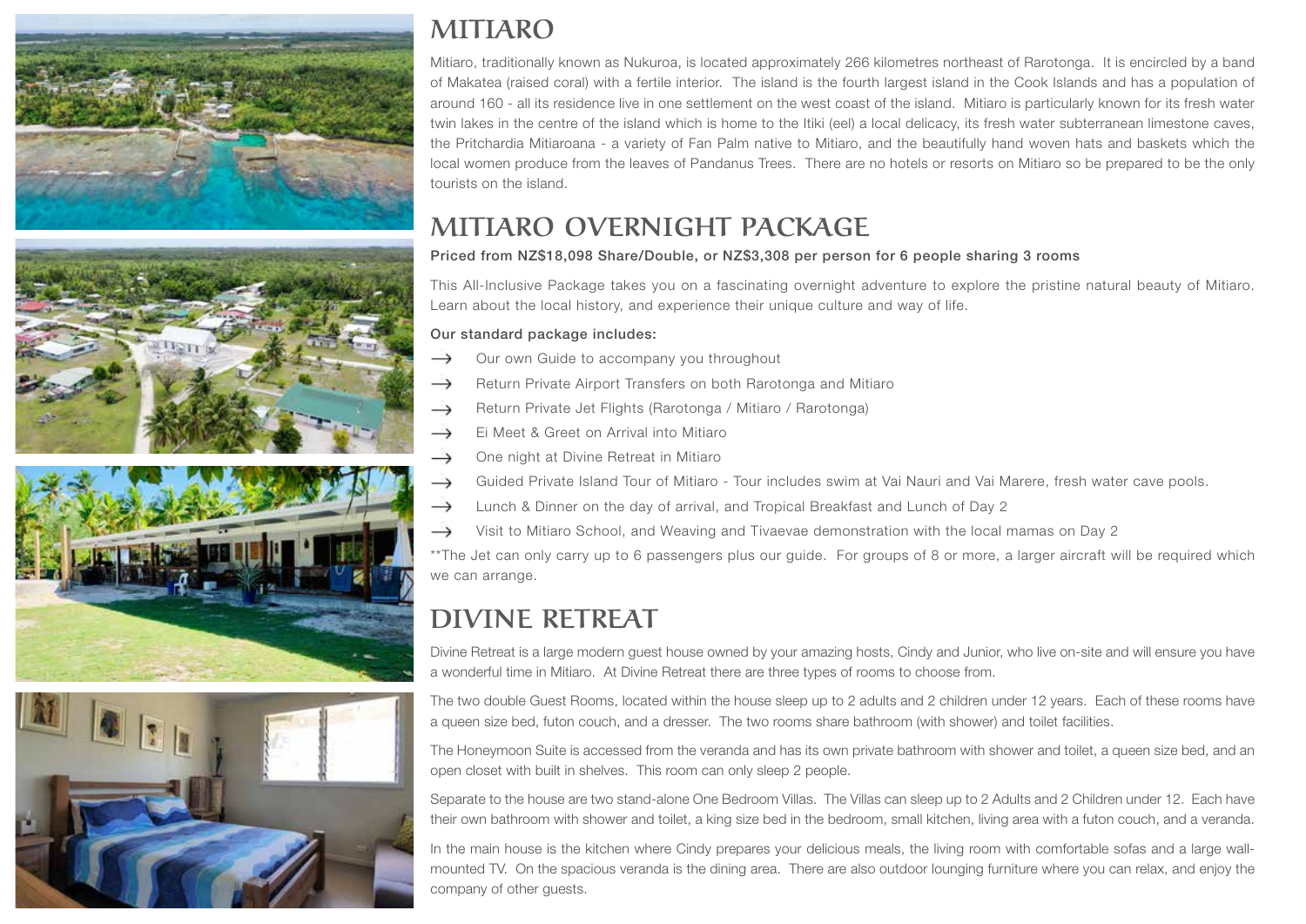# MITIARO

Mitiaro, traditionally known as Nukuroa, is located approximately 266 kilometres northeast of Rarotonga. It is encircled by a band of Makatea (raised coral) with a fertile interior. The island is the fourth largest island in the Cook Islands and has a population of around 160 - all its residence live in one settlement on the west coast of the island. Mitiaro is particularly known for its fresh water twin lakes in the centre of the island which is home to the Itiki (eel) a local delicacy, its fresh water subterranean limestone caves, the Pritchardia Mitiaroana - a variety of Fan Palm native to Mitiaro, and the beautifully hand woven hats and baskets which the local women produce from the leaves of Pandanus Trees. There are no hotels or resorts on Mitiaro so be prepared to be the only tourists on the island.

# MITIARO OVERNIGHT PACKAGE

**Priced from NZ$18,098 Share/Double, or NZ$3,308 per person for 6 people sharing 3 rooms**

This All-Inclusive Package takes you on a fascinating overnight adventure to explore the pristine natural beauty of Mitiaro. Learn about the local history, and experience their unique culture and way of life.

**Our standard package includes:**

- Our own Guide to accompany you throughout
- Return Private Airport Transfers on both Rarotonga and Mitiaro
- Return Private Jet Flights (Rarotonga / Mitiaro / Rarotonga)
- Ei Meet & Greet on Arrival into Mitiaro
- One night at Divine Retreat in Mitiaro
- Guided Private Island Tour of Mitiaro - Tour includes swim at Vai Nauri and Vai Marere, fresh water cave pools.
- Lunch & Dinner on the day of arrival, and Tropical Breakfast and Lunch of Day 2
- Visit to Mitiaro School, and Weaving and Tivaevae demonstration with the local mamas on Day 2

**The Jet can only carry up to 6 passengers plus our guide. For groups of 8 or more, a larger aircraft will be required which we can arrange.

# DIVINE RETREAT

Divine Retreat is a large modern guest house owned by your amazing hosts, Cindy and Junior, who live on-site and will ensure you have a wonderful time in Mitiaro. At Divine Retreat there are three types of rooms to choose from.

The two double Guest Rooms, located within the house sleep up to 2 adults and 2 children under 12 years. Each of these rooms have a queen size bed, futon couch, and a dresser. The two rooms share bathroom (with shower) and toilet facilities.

The Honeymoon Suite is accessed from the veranda and has its own private bathroom with shower and toilet, a queen size bed, and an open closet with built in shelves. This room can only sleep 2 people.

Separate to the house are two stand-alone One Bedroom Villas. The Villas can sleep up to 2 Adults and 2 Children under 12. Each have their own bathroom with shower and toilet, a king size bed in the bedroom, small kitchen, living area with a futon couch, and a veranda.

In the main house is the kitchen where Cindy prepares your delicious meals, the living room with comfortable sofas and a large wall-mounted TV. On the spacious veranda is the dining area. There are also outdoor lounging furniture where you can relax, and enjoy the company of other guests.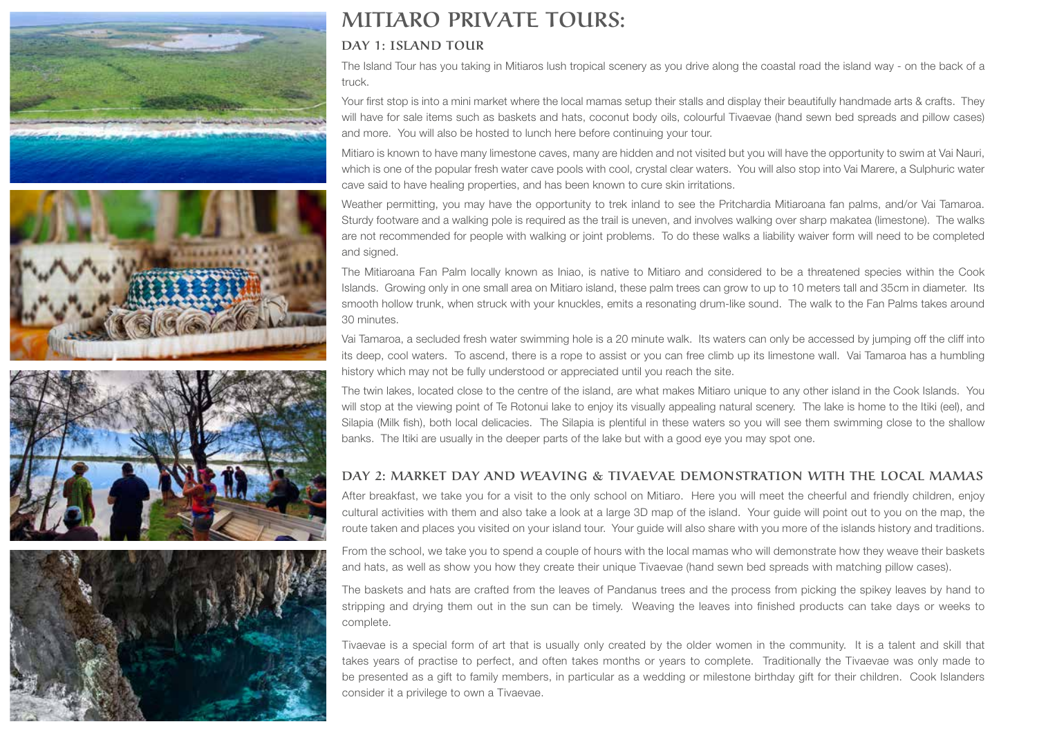# MITIARO PRIVATE TOURS:

## DAY 1: ISLAND TOUR

The Island Tour has you taking in Mitiaros lush tropical scenery as you drive along the coastal road the island way - on the back of a truck.

Your first stop is into a mini market where the local mamas setup their stalls and display their beautifully handmade arts & crafts. They will have for sale items such as baskets and hats, coconut body oils, colourful Tivaevae (hand sewn bed spreads and pillow cases) and more. You will also be hosted to lunch here before continuing your tour.

Mitiaro is known to have many limestone caves, many are hidden and not visited but you will have the opportunity to swim at Vai Nauri, which is one of the popular fresh water cave pools with cool, crystal clear waters. You will also stop into Vai Marere, a Sulphuric water cave said to have healing properties, and has been known to cure skin irritations.

Weather permitting, you may have the opportunity to trek inland to see the Pritchardia Mitiaroana fan palms, and/or Vai Tamaroa. Sturdy footware and a walking pole is required as the trail is uneven, and involves walking over sharp makatea (limestone). The walks are not recommended for people with walking or joint problems. To do these walks a liability waiver form will need to be completed and signed.

The Mitiaroana Fan Palm locally known as Iniao, is native to Mitiaro and considered to be a threatened species within the Cook Islands. Growing only in one small area on Mitiaro island, these palm trees can grow to up to 10 meters tall and 35cm in diameter. Its smooth hollow trunk, when struck with your knuckles, emits a resonating drum-like sound. The walk to the Fan Palms takes around 30 minutes.

Vai Tamaroa, a secluded fresh water swimming hole is a 20 minute walk. Its waters can only be accessed by jumping off the cliff into its deep, cool waters. To ascend, there is a rope to assist or you can free climb up its limestone wall. Vai Tamaroa has a humbling history which may not be fully understood or appreciated until you reach the site.

The twin lakes, located close to the centre of the island, are what makes Mitiaro unique to any other island in the Cook Islands. You will stop at the viewing point of Te Rotonui lake to enjoy its visually appealing natural scenery. The lake is home to the Itiki (eel), and Silapia (Milk fish), both local delicacies. The Silapia is plentiful in these waters so you will see them swimming close to the shallow banks. The Itiki are usually in the deeper parts of the lake but with a good eye you may spot one.

## DAY 2: MARKET DAY AND WEAVING & TIVAEVAE DEMONSTRATION WITH THE LOCAL MAMAS

After breakfast, we take you for a visit to the only school on Mitiaro. Here you will meet the cheerful and friendly children, enjoy cultural activities with them and also take a look at a large 3D map of the island. Your guide will point out to you on the map, the route taken and places you visited on your island tour. Your guide will also share with you more of the islands history and traditions.

From the school, we take you to spend a couple of hours with the local mamas who will demonstrate how they weave their baskets and hats, as well as show you how they create their unique Tivaevae (hand sewn bed spreads with matching pillow cases).

The baskets and hats are crafted from the leaves of Pandanus trees and the process from picking the spikey leaves by hand to stripping and drying them out in the sun can be timely. Weaving the leaves into finished products can take days or weeks to complete.

Tivaevae is a special form of art that is usually only created by the older women in the community. It is a talent and skill that takes years of practise to perfect, and often takes months or years to complete. Traditionally the Tivaevae was only made to be presented as a gift to family members, in particular as a wedding or milestone birthday gift for their children. Cook Islanders consider it a privilege to own a Tivaevae.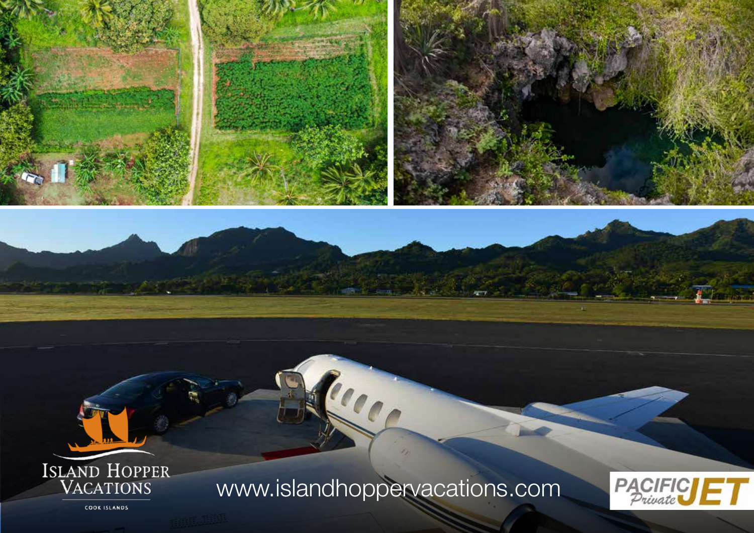ISLAND HOPPER VACATIONS

COOK ISLANDS

www.islandhoppervacations.com

PACIFIC Private JET